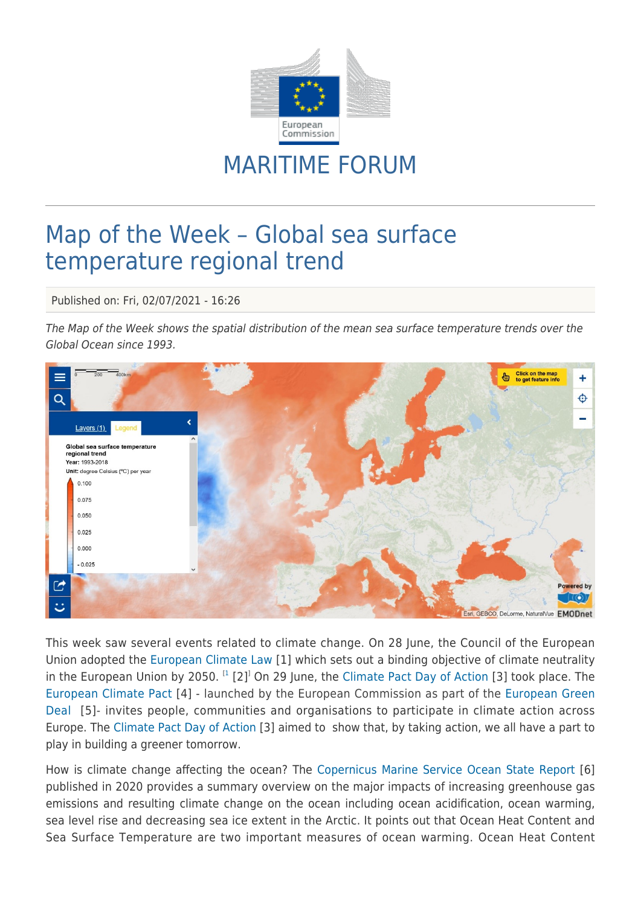# MARITIME FORUM

## Map of the Week – Global sea surface temperature regional trend

Published on: Fri, 02/07/2021 - 16:26

*The Map of the Week shows the spatial distribution of the mean sea surface temperature trends over the Global Ocean since 1993.*

This week saw several events related to climate change. On 28 June, the Council of the European Union adopted the European Climate Law [1] which sets out a binding objective of climate neutrality in the European Union by 2050. [1] [2] On 29 June, the Climate Pact Day of Action [3] took place. The European Climate Pact [4] - launched by the European Commission as part of the European Green Deal [5]- invites people, communities and organisations to participate in climate action across Europe. The Climate Pact Day of Action [3] aimed to show that, by taking action, we all have a part to play in building a greener tomorrow.

How is climate change affecting the ocean? The Copernicus Marine Service Ocean State Report [6] published in 2020 provides a summary overview on the major impacts of increasing greenhouse gas emissions and resulting climate change on the ocean including ocean acidification, ocean warming, sea level rise and decreasing sea ice extent in the Arctic. It points out that Ocean Heat Content and Sea Surface Temperature are two important measures of ocean warming. Ocean Heat Content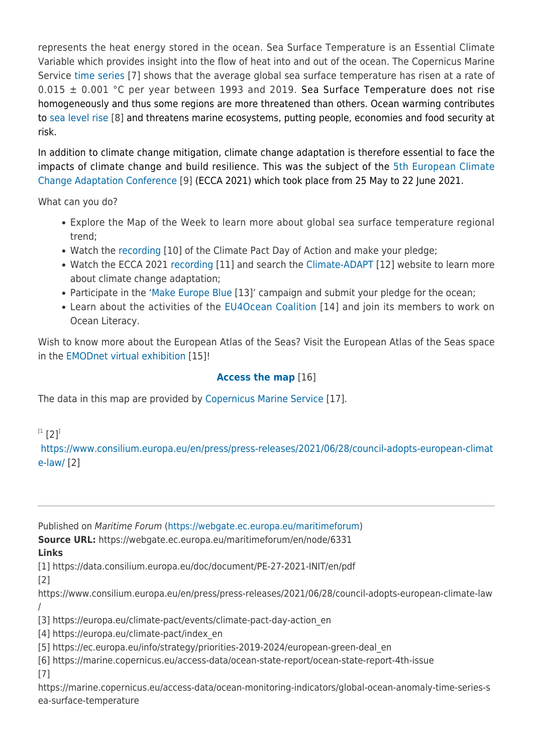represents the heat energy stored in the ocean. Sea Surface Temperature is an Essential Climate Variable which provides insight into the flow of heat into and out of the ocean. The Copernicus Marine Service time series [7] shows that the average global sea surface temperature has risen at a rate of 0.015 ± 0.001 °C per year between 1993 and 2019. Sea Surface Temperature does not rise homogeneously and thus some regions are more threatened than others. Ocean warming contributes to sea level rise [8] and threatens marine ecosystems, putting people, economies and food security at risk.

In addition to climate change mitigation, climate change adaptation is therefore essential to face the impacts of climate change and build resilience. This was the subject of the 5th European Climate Change Adaptation Conference [9] (ECCA 2021) which took place from 25 May to 22 June 2021.

What can you do?

- Explore the Map of the Week to learn more about global sea surface temperature regional trend;
- Watch the recording [10] of the Climate Pact Day of Action and make your pledge;
- Watch the ECCA 2021 recording [11] and search the Climate-ADAPT [12] website to learn more about climate change adaptation;
- Participate in the 'Make Europe Blue [13]' campaign and submit your pledge for the ocean;
- Learn about the activities of the EU4Ocean Coalition [14] and join its members to work on Ocean Literacy.

Wish to know more about the European Atlas of the Seas? Visit the European Atlas of the Seas space in the EMODnet virtual exhibition [15]!

**Access the map** [16]

The data in this map are provided by Copernicus Marine Service [17].

[1 [2]]

https://www.consilium.europa.eu/en/press/press-releases/2021/06/28/council-adopts-european-climate-law/ [2]

---

Published on *Maritime Forum* (https://webgate.ec.europa.eu/maritimeforum)
**Source URL:** https://webgate.ec.europa.eu/maritimeforum/en/node/6331
**Links**
[1] https://data.consilium.europa.eu/doc/document/PE-27-2021-INIT/en/pdf
[2] https://www.consilium.europa.eu/en/press/press-releases/2021/06/28/council-adopts-european-climate-law/
[3] https://europa.eu/climate-pact/events/climate-pact-day-action_en
[4] https://europa.eu/climate-pact/index_en
[5] https://ec.europa.eu/info/strategy/priorities-2019-2024/european-green-deal_en
[6] https://marine.copernicus.eu/access-data/ocean-state-report/ocean-state-report-4th-issue
[7] https://marine.copernicus.eu/access-data/ocean-monitoring-indicators/global-ocean-anomaly-time-series-sea-surface-temperature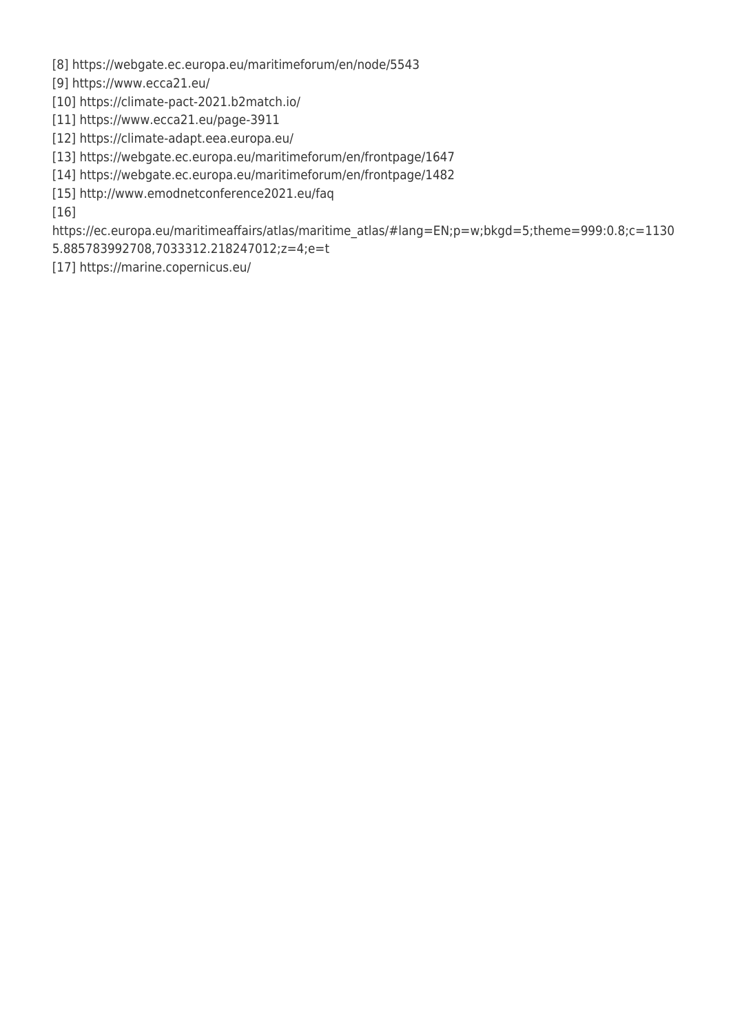[8] https://webgate.ec.europa.eu/maritimeforum/en/node/5543

[9] https://www.ecca21.eu/

[10] https://climate-pact-2021.b2match.io/

[11] https://www.ecca21.eu/page-3911

[12] https://climate-adapt.eea.europa.eu/

[13] https://webgate.ec.europa.eu/maritimeforum/en/frontpage/1647

[14] https://webgate.ec.europa.eu/maritimeforum/en/frontpage/1482

[15] http://www.emodnetconference2021.eu/faq

[16] https://ec.europa.eu/maritimeaffairs/atlas/maritime_atlas/#lang=EN;p=w;bkgd=5;theme=999:0.8;c=11305.885783992708,7033312.218247012;z=4;e=t

[17] https://marine.copernicus.eu/